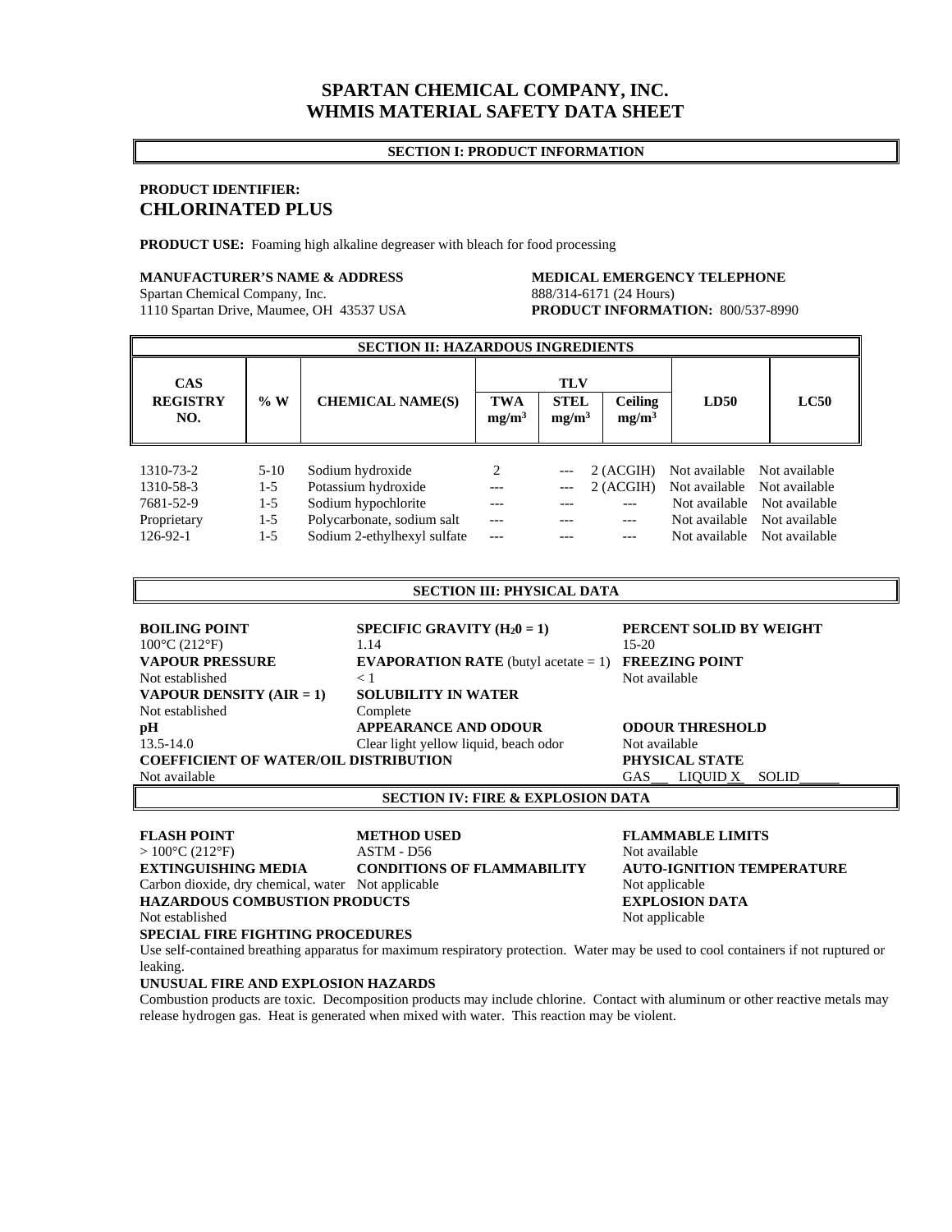# SPARTAN CHEMICAL COMPANY, INC.
# WHMIS MATERIAL SAFETY DATA SHEET

## SECTION I: PRODUCT INFORMATION

**PRODUCT IDENTIFIER:**
**CHLORINATED PLUS**

**PRODUCT USE:** Foaming high alkaline degreaser with bleach for food processing

**MANUFACTURER'S NAME & ADDRESS**
Spartan Chemical Company, Inc.
1110 Spartan Drive, Maumee, OH 43537 USA

**MEDICAL EMERGENCY TELEPHONE**
888/314-6171 (24 Hours)
**PRODUCT INFORMATION:** 800/537-8990

## SECTION II: HAZARDOUS INGREDIENTS

| CAS REGISTRY NO. | % W | CHEMICAL NAME(S) | TLV | | | LD50 | LC50 |
|---|---|---|---|---|---|---|---|
| | | | TWA $mg/m^3$ | STEL $mg/m^3$ | Ceiling $mg/m^3$ | | |
| 1310-73-2 | 5-10 | Sodium hydroxide | 2 | --- | 2 (ACGIH) | Not available | Not available |
| 1310-58-3 | 1-5 | Potassium hydroxide | --- | --- | 2 (ACGIH) | Not available | Not available |
| 7681-52-9 | 1-5 | Sodium hypochlorite | --- | --- | --- | Not available | Not available |
| Proprietary | 1-5 | Polycarbonate, sodium salt | --- | --- | --- | Not available | Not available |
| 126-92-1 | 1-5 | Sodium 2-ethylhexyl sulfate | --- | --- | --- | Not available | Not available |

## SECTION III: PHYSICAL DATA

**BOILING POINT**
100°C (212°F)

**SPECIFIC GRAVITY ($H_20 = 1$)**
1.14

**PERCENT SOLID BY WEIGHT**
15-20

**VAPOUR PRESSURE**
Not established

**EVAPORATION RATE** (butyl acetate = 1)
< 1

**FREEZING POINT**
Not available

**VAPOUR DENSITY (AIR = 1)**
Not established

**SOLUBILITY IN WATER**
Complete

**pH**
13.5-14.0

**APPEARANCE AND ODOUR**
Clear light yellow liquid, beach odor

**ODOUR THRESHOLD**
Not available

**COEFFICIENT OF WATER/OIL DISTRIBUTION**
Not available

**PHYSICAL STATE**
GAS\_\_ LIQUID X SOLID\_\_\_\_\_

## SECTION IV: FIRE & EXPLOSION DATA

**FLASH POINT**
> 100°C (212°F)

**METHOD USED**
ASTM - D56

**FLAMMABLE LIMITS**
Not available

**EXTINGUISHING MEDIA**
Carbon dioxide, dry chemical, water

**CONDITIONS OF FLAMMABILITY**
Not applicable

**AUTO-IGNITION TEMPERATURE**
Not applicable

**HAZARDOUS COMBUSTION PRODUCTS**
Not established

**EXPLOSION DATA**
Not applicable

**SPECIAL FIRE FIGHTING PROCEDURES**
Use self-contained breathing apparatus for maximum respiratory protection. Water may be used to cool containers if not ruptured or leaking.

**UNUSUAL FIRE AND EXPLOSION HAZARDS**
Combustion products are toxic. Decomposition products may include chlorine. Contact with aluminum or other reactive metals may release hydrogen gas. Heat is generated when mixed with water. This reaction may be violent.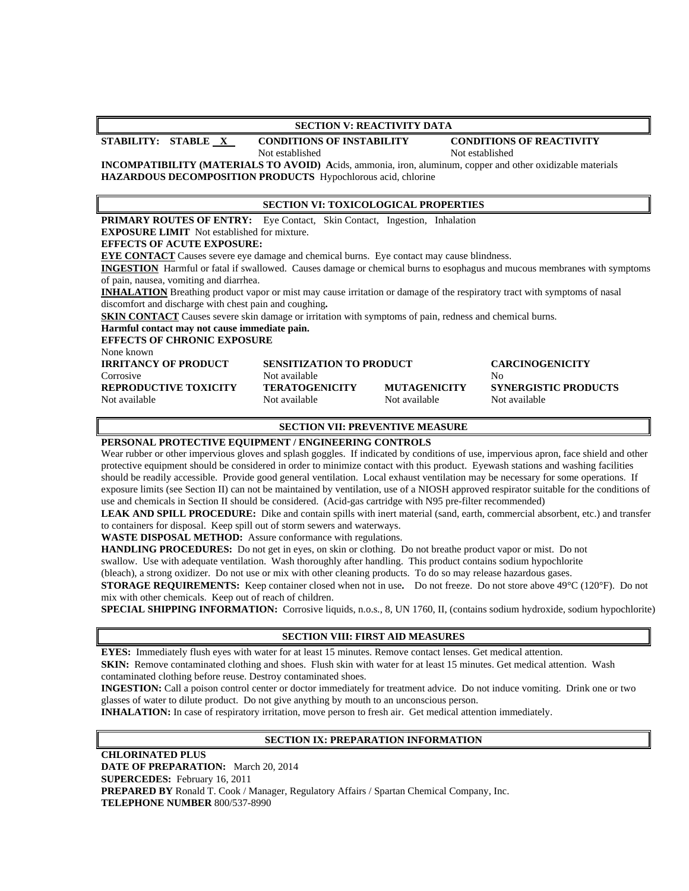## SECTION V: REACTIVITY DATA

| STABILITY: STABLE X | CONDITIONS OF INSTABILITY | CONDITIONS OF REACTIVITY |
|---|---|---|
| | Not established | Not established |

**INCOMPATIBILITY (MATERIALS TO AVOID)** Acids, ammonia, iron, aluminum, copper and other oxidizable materials

**HAZARDOUS DECOMPOSITION PRODUCTS** Hypochlorous acid, chlorine

## SECTION VI: TOXICOLOGICAL PROPERTIES

**PRIMARY ROUTES OF ENTRY:** Eye Contact, Skin Contact, Ingestion, Inhalation

**EXPOSURE LIMIT** Not established for mixture.

**EFFECTS OF ACUTE EXPOSURE:**

**EYE CONTACT** Causes severe eye damage and chemical burns. Eye contact may cause blindness.

**INGESTION** Harmful or fatal if swallowed. Causes damage or chemical burns to esophagus and mucous membranes with symptoms of pain, nausea, vomiting and diarrhea.

**INHALATION** Breathing product vapor or mist may cause irritation or damage of the respiratory tract with symptoms of nasal discomfort and discharge with chest pain and coughing**.**

**SKIN CONTACT** Causes severe skin damage or irritation with symptoms of pain, redness and chemical burns.

**Harmful contact may not cause immediate pain.**

**EFFECTS OF CHRONIC EXPOSURE**

None known

| IRRITANCY OF PRODUCT | SENSITIZATION TO PRODUCT | | CARCINOGENICITY |
|---|---|---|---|
| Corrosive | Not available | | No |
| **REPRODUCTIVE TOXICITY** | **TERATOGENICITY** | **MUTAGENICITY** | **SYNERGISTIC PRODUCTS** |
| Not available | Not available | Not available | Not available |

## SECTION VII: PREVENTIVE MEASURE

**PERSONAL PROTECTIVE EQUIPMENT / ENGINEERING CONTROLS**

Wear rubber or other impervious gloves and splash goggles. If indicated by conditions of use, impervious apron, face shield and other protective equipment should be considered in order to minimize contact with this product. Eyewash stations and washing facilities should be readily accessible. Provide good general ventilation. Local exhaust ventilation may be necessary for some operations. If exposure limits (see Section II) can not be maintained by ventilation, use of a NIOSH approved respirator suitable for the conditions of use and chemicals in Section II should be considered. (Acid-gas cartridge with N95 pre-filter recommended)

**LEAK AND SPILL PROCEDURE:** Dike and contain spills with inert material (sand, earth, commercial absorbent, etc.) and transfer to containers for disposal. Keep spill out of storm sewers and waterways.

**WASTE DISPOSAL METHOD:** Assure conformance with regulations.

**HANDLING PROCEDURES:** Do not get in eyes, on skin or clothing. Do not breathe product vapor or mist. Do not swallow. Use with adequate ventilation. Wash thoroughly after handling. This product contains sodium hypochlorite (bleach), a strong oxidizer. Do not use or mix with other cleaning products. To do so may release hazardous gases.

**STORAGE REQUIREMENTS:** Keep container closed when not in use**.** Do not freeze. Do not store above 49°C (120°F). Do not mix with other chemicals. Keep out of reach of children.

**SPECIAL SHIPPING INFORMATION:** Corrosive liquids, n.o.s., 8, UN 1760, II, (contains sodium hydroxide, sodium hypochlorite)

## SECTION VIII: FIRST AID MEASURES

**EYES:** Immediately flush eyes with water for at least 15 minutes. Remove contact lenses. Get medical attention.

**SKIN:** Remove contaminated clothing and shoes. Flush skin with water for at least 15 minutes. Get medical attention. Wash contaminated clothing before reuse. Destroy contaminated shoes.

**INGESTION:** Call a poison control center or doctor immediately for treatment advice. Do not induce vomiting. Drink one or two glasses of water to dilute product. Do not give anything by mouth to an unconscious person.

**INHALATION:** In case of respiratory irritation, move person to fresh air. Get medical attention immediately.

## SECTION IX: PREPARATION INFORMATION

**CHLORINATED PLUS**

**DATE OF PREPARATION:** March 20, 2014

**SUPERCEDES:** February 16, 2011

**PREPARED BY** Ronald T. Cook / Manager, Regulatory Affairs / Spartan Chemical Company, Inc.

**TELEPHONE NUMBER** 800/537-8990